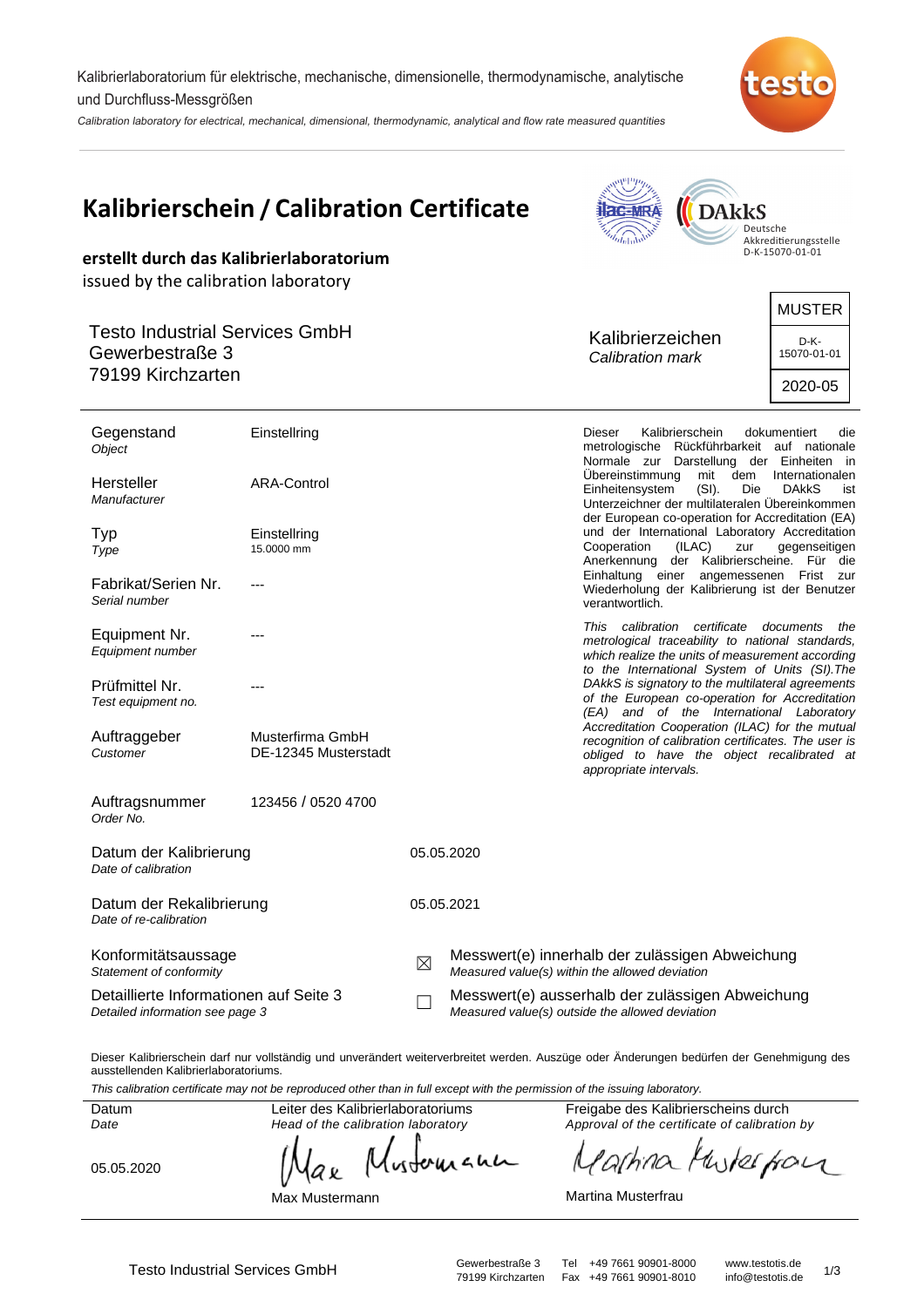Kalibrierlaboratorium für elektrische, mechanische, dimensionelle, thermodynamische, analytische und Durchfluss-Messgrößen

*Calibration laboratory for electrical, mechanical, dimensional, thermodynamic, analytical and flow rate measured quantities*

# Kalibrierschein / Calibration Certificate

Deutsche Akkreditierungsstelle D-K-15070-01-01

**erstellt durch das Kalibrierlaboratorium**
issued by the calibration laboratory

Testo Industrial Services GmbH
Gewerbestraße 3
79199 Kirchzarten

Kalibrierzeichen
*Calibration mark*

| MUSTER |
|---|
| D-K-15070-01-01 |
| 2020-05 |

| | |
|---|---|
| Gegenstand *Object* | Einstellring |
| Hersteller *Manufacturer* | ARA-Control |
| Typ *Type* | Einstellring 15.0000 mm |
| Fabrikat/Serien Nr. *Serial number* | --- |
| Equipment Nr. *Equipment number* | --- |
| Prüfmittel Nr. *Test equipment no.* | --- |
| Auftraggeber *Customer* | Musterfirma GmbH DE-12345 Musterstadt |
| Auftragsnummer *Order No.* | 123456 / 0520 4700 |

Dieser Kalibrierschein dokumentiert die metrologische Rückführbarkeit auf nationale Normale zur Darstellung der Einheiten in Übereinstimmung mit dem Internationalen Einheitensystem (SI). Die DAkkS ist Unterzeichner der multilateralen Übereinkommen der European co-operation for Accreditation (EA) und der International Laboratory Accreditation Cooperation (ILAC) zur gegenseitigen Anerkennung der Kalibrierscheine. Für die Einhaltung einer angemessenen Frist zur Wiederholung der Kalibrierung ist der Benutzer verantwortlich.

*This calibration certificate documents the metrological traceability to national standards, which realize the units of measurement according to the International System of Units (SI).The DAkkS is signatory to the multilateral agreements of the European co-operation for Accreditation (EA) and of the International Laboratory Accreditation Cooperation (ILAC) for the mutual recognition of calibration certificates. The user is obliged to have the object recalibrated at appropriate intervals.*

Datum der Kalibrierung *Date of calibration*: 05.05.2020

Datum der Rekalibrierung *Date of re-calibration*: 05.05.2021

Konformitätsaussage *Statement of conformity*

Detaillierte Informationen auf Seite 3 *Detailed information see page 3*

- ☒ Messwert(e) innerhalb der zulässigen Abweichung *Measured value(s) within the allowed deviation*
- ☐ Messwert(e) ausserhalb der zulässigen Abweichung *Measured value(s) outside the allowed deviation*

Dieser Kalibrierschein darf nur vollständig und unverändert weiterverbreitet werden. Auszüge oder Änderungen bedürfen der Genehmigung des ausstellenden Kalibrierlaboratoriums.

*This calibration certificate may not be reproduced other than in full except with the permission of the issuing laboratory.*

| Datum *Date* | Leiter des Kalibrierlaboratoriums *Head of the calibration laboratory* | Freigabe des Kalibrierscheins durch *Approval of the certificate of calibration by* |
|---|---|---|
| 05.05.2020 | Max Mustermann | Martina Musterfrau |

Testo Industrial Services GmbH · Gewerbestraße 3, 79199 Kirchzarten · Tel +49 7661 90901-8000 · Fax +49 7661 90901-8010 · www.testotis.de · info@testotis.de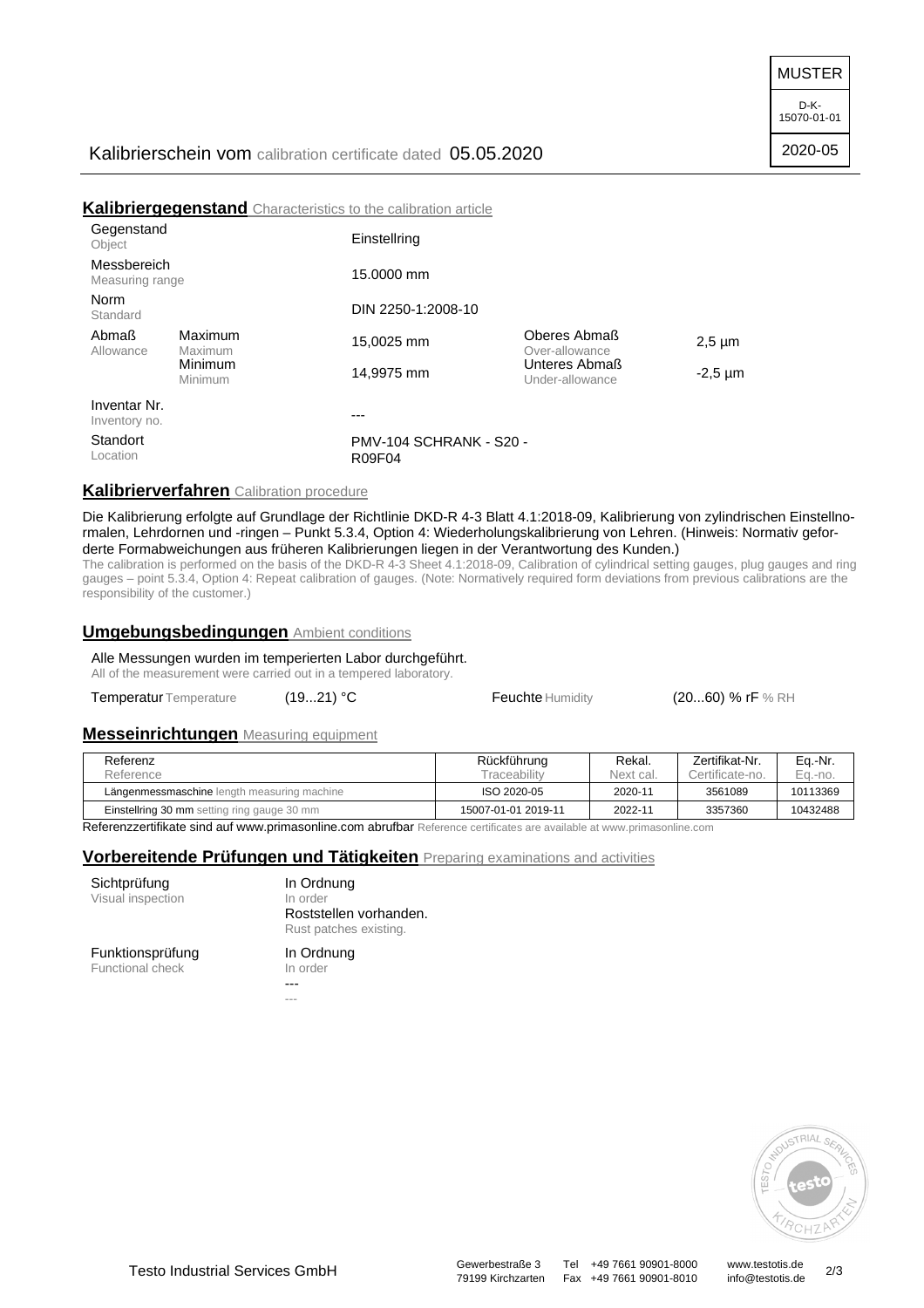MUSTER

D-K-15070-01-01

2020-05

Kalibrierschein vom calibration certificate dated 05.05.2020

## **Kalibriergegenstand** Characteristics to the calibration article

| | | | | |
|---|---|---|---|---|
| Gegenstand<br>Object | | Einstellring | | |
| Messbereich<br>Measuring range | | 15.0000 mm | | |
| Norm<br>Standard | | DIN 2250-1:2008-10 | | |
| Abmaß<br>Allowance | Maximum<br>Maximum | 15,0025 mm | Oberes Abmaß<br>Over-allowance | 2,5 µm |
| | Minimum<br>Minimum | 14,9975 mm | Unteres Abmaß<br>Under-allowance | -2,5 µm |
| Inventar Nr.<br>Inventory no. | | --- | | |
| Standort<br>Location | | PMV-104 SCHRANK - S20 - R09F04 | | |

## **Kalibrierverfahren** Calibration procedure

Die Kalibrierung erfolgte auf Grundlage der Richtlinie DKD-R 4-3 Blatt 4.1:2018-09, Kalibrierung von zylindrischen Einstellnormalen, Lehrdornen und -ringen – Punkt 5.3.4, Option 4: Wiederholungskalibrierung von Lehren. (Hinweis: Normativ geforderte Formabweichungen aus früheren Kalibrierungen liegen in der Verantwortung des Kunden.)

The calibration is performed on the basis of the DKD-R 4-3 Sheet 4.1:2018-09, Calibration of cylindrical setting gauges, plug gauges and ring gauges – point 5.3.4, Option 4: Repeat calibration of gauges. (Note: Normatively required form deviations from previous calibrations are the responsibility of the customer.)

## **Umgebungsbedingungen** Ambient conditions

Alle Messungen wurden im temperierten Labor durchgeführt.
All of the measurement were carried out in a tempered laboratory.

| | | | |
|---|---|---|---|
| Temperatur Temperature | (19...21) °C | Feuchte Humidity | (20...60) % rF % RH |

## **Messeinrichtungen** Measuring equipment

| Referenz<br>Reference | Rückführung<br>Traceability | Rekal.<br>Next cal. | Zertifikat-Nr.<br>Certificate-no. | Eq.-Nr.<br>Eq.-no. |
|---|---|---|---|---|
| Längenmessmaschine length measuring machine | ISO 2020-05 | 2020-11 | 3561089 | 10113369 |
| Einstellring 30 mm setting ring gauge 30 mm | 15007-01-01 2019-11 | 2022-11 | 3357360 | 10432488 |

Referenzzertifikate sind auf www.primasonline.com abrufbar Reference certificates are available at www.primasonline.com

## **Vorbereitende Prüfungen und Tätigkeiten** Preparing examinations and activities

| | |
|---|---|
| Sichtprüfung<br>Visual inspection | In Ordnung<br>In order<br>Roststellen vorhanden.<br>Rust patches existing. |
| Funktionsprüfung<br>Functional check | In Ordnung<br>In order<br>---<br>--- |

Testo Industrial Services GmbH — Gewerbestraße 3, 79199 Kirchzarten — Tel +49 7661 90901-8000, Fax +49 7661 90901-8010 — www.testotis.de, info@testotis.de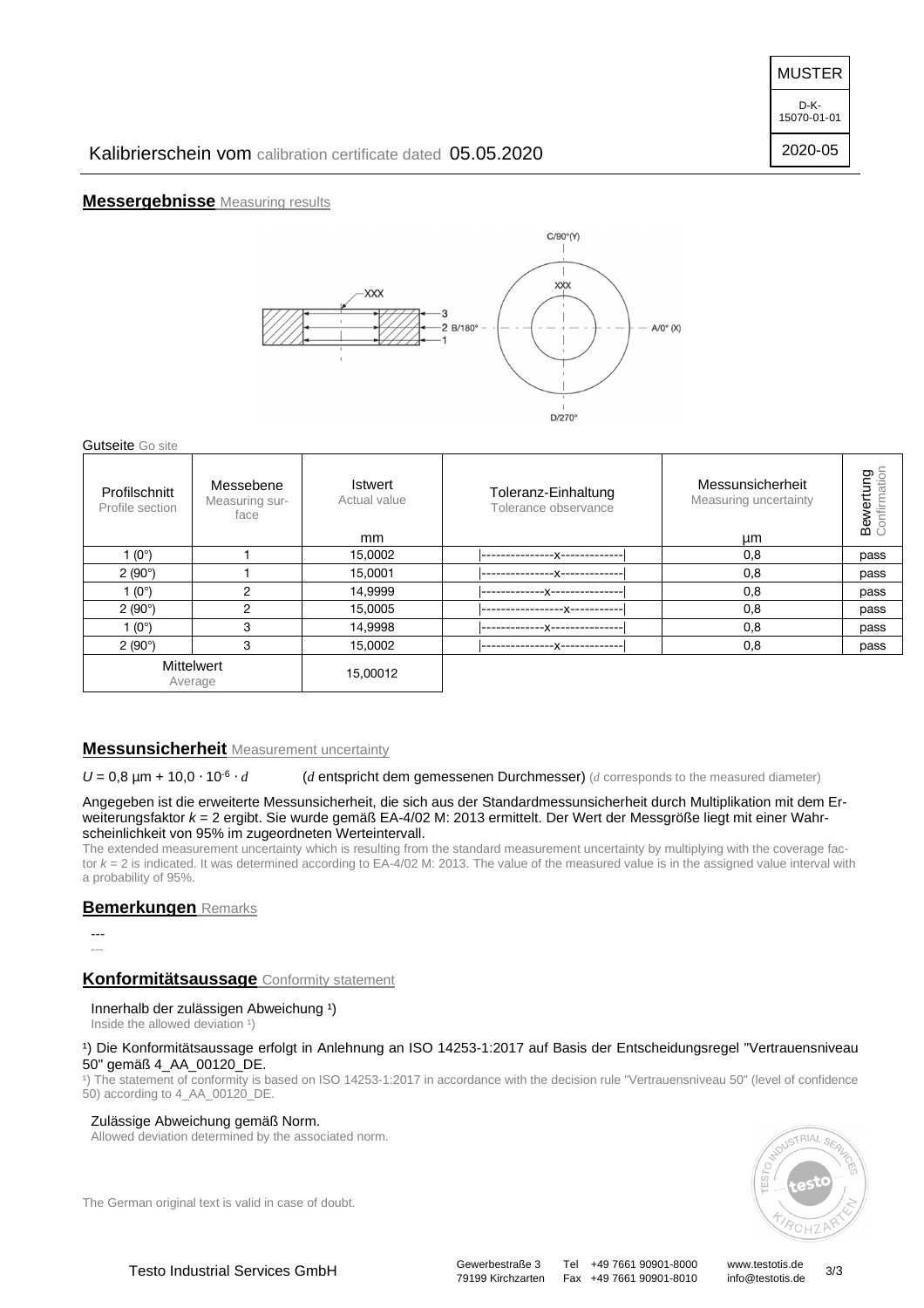MUSTER

D-K-15070-01-01

2020-05

Kalibrierschein vom calibration certificate dated 05.05.2020

## **Messergebnisse** Measuring results

C/90°(Y)

XXX

XXX

3

2 B/180°

1

A/0° (X)

D/270°

Gutseite Go site

| Profilschnitt Profile section | Messebene Measuring surface | Istwert Actual value mm | Toleranz-Einhaltung Tolerance observance | Messunsicherheit Measuring uncertainty µm | Bewertung Confirmation |
|---|---|---|---|---|---|
| 1 (0°) | 1 | 15,0002 | \|---------------x-------------\| | 0,8 | pass |
| 2 (90°) | 1 | 15,0001 | \|---------------x-------------\| | 0,8 | pass |
| 1 (0°) | 2 | 14,9999 | \|-------------x---------------\| | 0,8 | pass |
| 2 (90°) | 2 | 15,0005 | \|-----------------x-----------\| | 0,8 | pass |
| 1 (0°) | 3 | 14,9998 | \|-------------x---------------\| | 0,8 | pass |
| 2 (90°) | 3 | 15,0002 | \|---------------x-------------\| | 0,8 | pass |
| Mittelwert Average | | 15,00012 | | | |

## **Messunsicherheit** Measurement uncertainty

$U = 0{,}8\ \mu m + 10{,}0 \cdot 10^{-6} \cdot d$ ($d$ entspricht dem gemessenen Durchmesser) ($d$ corresponds to the measured diameter)

Angegeben ist die erweiterte Messunsicherheit, die sich aus der Standardmessunsicherheit durch Multiplikation mit dem Erweiterungsfaktor $k$ = 2 ergibt. Sie wurde gemäß EA-4/02 M: 2013 ermittelt. Der Wert der Messgröße liegt mit einer Wahrscheinlichkeit von 95% im zugeordneten Werteintervall.

The extended measurement uncertainty which is resulting from the standard measurement uncertainty by multiplying with the coverage factor $k$ = 2 is indicated. It was determined according to EA-4/02 M: 2013. The value of the measured value is in the assigned value interval with a probability of 95%.

## **Bemerkungen** Remarks

---

---

## **Konformitätsaussage** Conformity statement

Innerhalb der zulässigen Abweichung [1])
Inside the allowed deviation [1])

[1]) Die Konformitätsaussage erfolgt in Anlehnung an ISO 14253-1:2017 auf Basis der Entscheidungsregel "Vertrauensniveau 50" gemäß 4_AA_00120_DE.

[1]) The statement of conformity is based on ISO 14253-1:2017 in accordance with the decision rule "Vertrauensniveau 50" (level of confidence 50) according to 4_AA_00120_DE.

Zulässige Abweichung gemäß Norm.
Allowed deviation determined by the associated norm.

The German original text is valid in case of doubt.

Testo Industrial Services GmbH

Gewerbestraße 3
79199 Kirchzarten

Tel +49 7661 90901-8000
Fax +49 7661 90901-8010

www.testotis.de
info@testotis.de